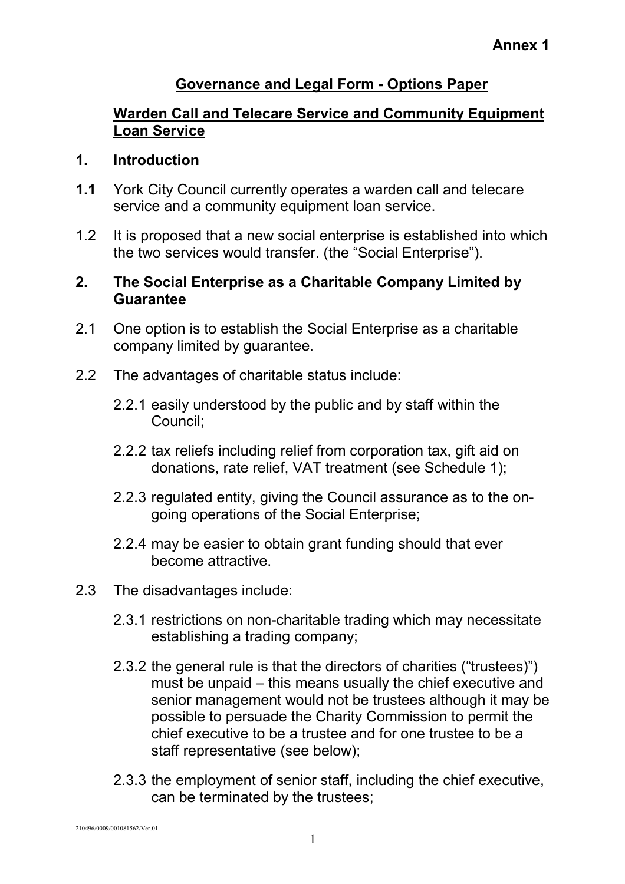**Annex 1**

# Governance and Legal Form - Options Paper

## Warden Call and Telecare Service and Community Equipment Loan Service

## 1. Introduction

**1.1** York City Council currently operates a warden call and telecare service and a community equipment loan service.

1.2 It is proposed that a new social enterprise is established into which the two services would transfer. (the "Social Enterprise").

## 2. The Social Enterprise as a Charitable Company Limited by Guarantee

2.1 One option is to establish the Social Enterprise as a charitable company limited by guarantee.

2.2 The advantages of charitable status include:

2.2.1 easily understood by the public and by staff within the Council;

2.2.2 tax reliefs including relief from corporation tax, gift aid on donations, rate relief, VAT treatment (see Schedule 1);

2.2.3 regulated entity, giving the Council assurance as to the on-going operations of the Social Enterprise;

2.2.4 may be easier to obtain grant funding should that ever become attractive.

2.3 The disadvantages include:

2.3.1 restrictions on non-charitable trading which may necessitate establishing a trading company;

2.3.2 the general rule is that the directors of charities ("trustees)") must be unpaid – this means usually the chief executive and senior management would not be trustees although it may be possible to persuade the Charity Commission to permit the chief executive to be a trustee and for one trustee to be a staff representative (see below);

2.3.3 the employment of senior staff, including the chief executive, can be terminated by the trustees;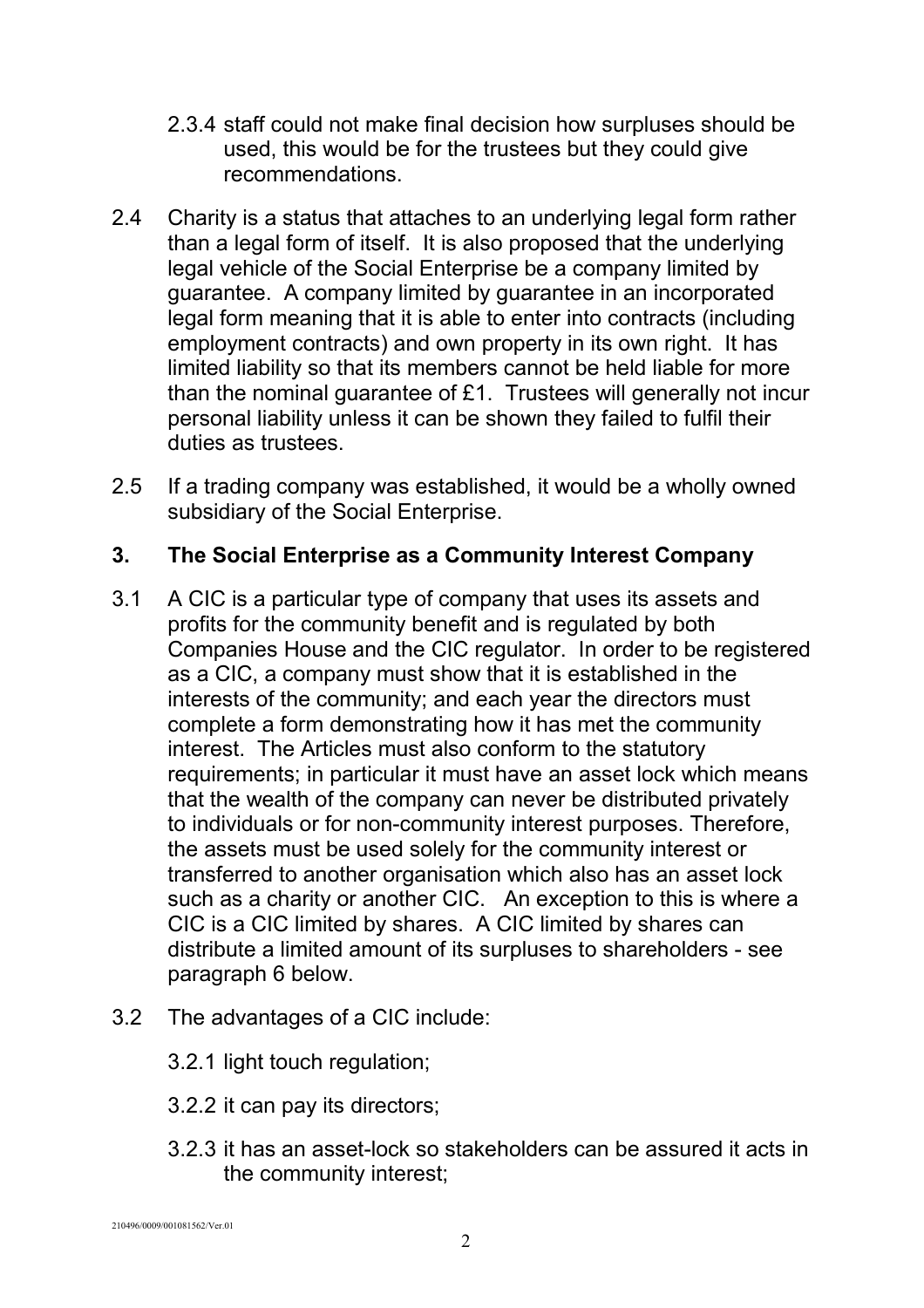2.3.4 staff could not make final decision how surpluses should be used, this would be for the trustees but they could give recommendations.

2.4 Charity is a status that attaches to an underlying legal form rather than a legal form of itself. It is also proposed that the underlying legal vehicle of the Social Enterprise be a company limited by guarantee. A company limited by guarantee in an incorporated legal form meaning that it is able to enter into contracts (including employment contracts) and own property in its own right. It has limited liability so that its members cannot be held liable for more than the nominal guarantee of £1. Trustees will generally not incur personal liability unless it can be shown they failed to fulfil their duties as trustees.

2.5 If a trading company was established, it would be a wholly owned subsidiary of the Social Enterprise.

## 3. The Social Enterprise as a Community Interest Company

3.1 A CIC is a particular type of company that uses its assets and profits for the community benefit and is regulated by both Companies House and the CIC regulator. In order to be registered as a CIC, a company must show that it is established in the interests of the community; and each year the directors must complete a form demonstrating how it has met the community interest. The Articles must also conform to the statutory requirements; in particular it must have an asset lock which means that the wealth of the company can never be distributed privately to individuals or for non-community interest purposes. Therefore, the assets must be used solely for the community interest or transferred to another organisation which also has an asset lock such as a charity or another CIC. An exception to this is where a CIC is a CIC limited by shares. A CIC limited by shares can distribute a limited amount of its surpluses to shareholders - see paragraph 6 below.

3.2 The advantages of a CIC include:

3.2.1 light touch regulation;

3.2.2 it can pay its directors;

3.2.3 it has an asset-lock so stakeholders can be assured it acts in the community interest;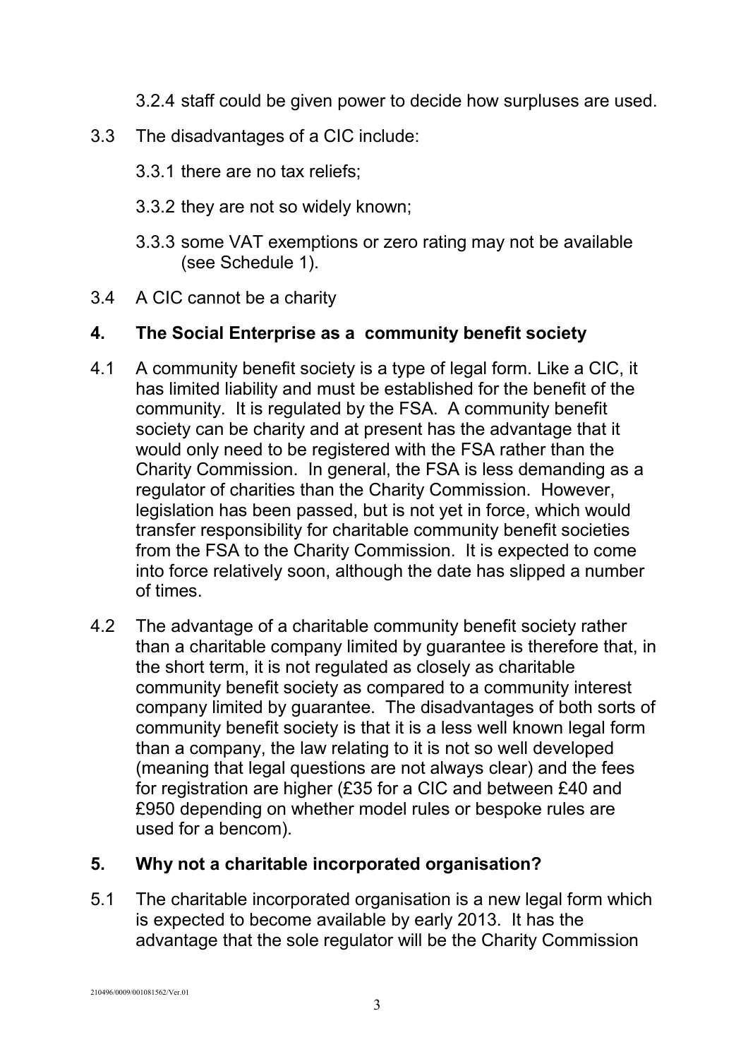3.2.4 staff could be given power to decide how surpluses are used.

3.3 The disadvantages of a CIC include:

3.3.1 there are no tax reliefs;

3.3.2 they are not so widely known;

3.3.3 some VAT exemptions or zero rating may not be available (see Schedule 1).

3.4 A CIC cannot be a charity

## 4. The Social Enterprise as a community benefit society

4.1 A community benefit society is a type of legal form. Like a CIC, it has limited liability and must be established for the benefit of the community. It is regulated by the FSA. A community benefit society can be charity and at present has the advantage that it would only need to be registered with the FSA rather than the Charity Commission. In general, the FSA is less demanding as a regulator of charities than the Charity Commission. However, legislation has been passed, but is not yet in force, which would transfer responsibility for charitable community benefit societies from the FSA to the Charity Commission. It is expected to come into force relatively soon, although the date has slipped a number of times.

4.2 The advantage of a charitable community benefit society rather than a charitable company limited by guarantee is therefore that, in the short term, it is not regulated as closely as charitable community benefit society as compared to a community interest company limited by guarantee. The disadvantages of both sorts of community benefit society is that it is a less well known legal form than a company, the law relating to it is not so well developed (meaning that legal questions are not always clear) and the fees for registration are higher (£35 for a CIC and between £40 and £950 depending on whether model rules or bespoke rules are used for a bencom).

## 5. Why not a charitable incorporated organisation?

5.1 The charitable incorporated organisation is a new legal form which is expected to become available by early 2013. It has the advantage that the sole regulator will be the Charity Commission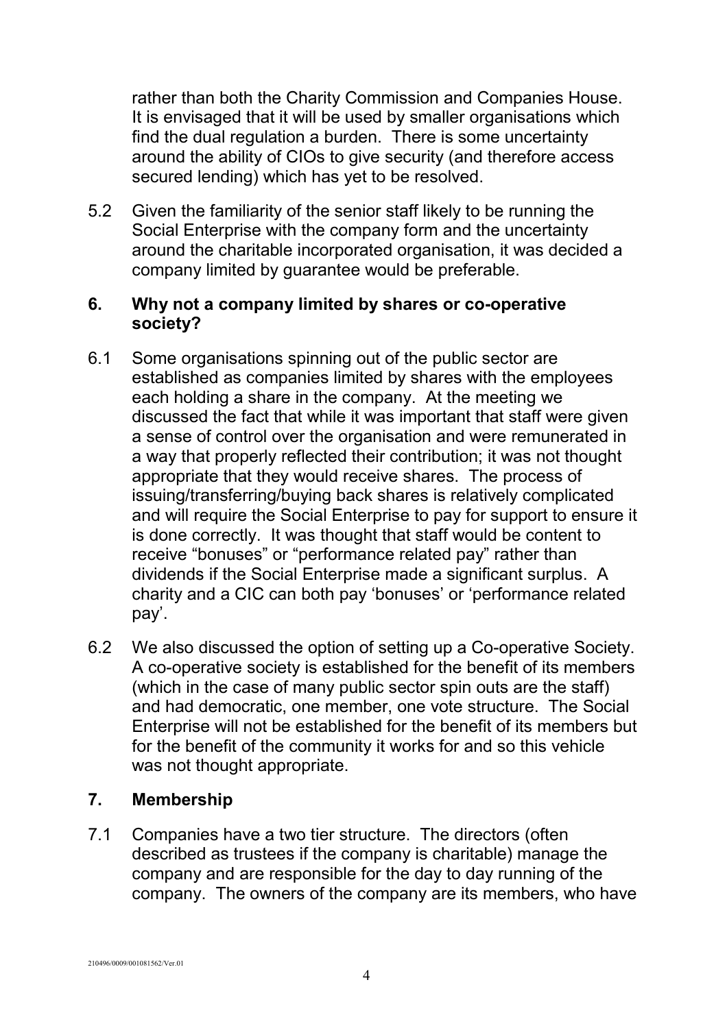rather than both the Charity Commission and Companies House. It is envisaged that it will be used by smaller organisations which find the dual regulation a burden. There is some uncertainty around the ability of CIOs to give security (and therefore access secured lending) which has yet to be resolved.

5.2 Given the familiarity of the senior staff likely to be running the Social Enterprise with the company form and the uncertainty around the charitable incorporated organisation, it was decided a company limited by guarantee would be preferable.

## 6. Why not a company limited by shares or co-operative society?

6.1 Some organisations spinning out of the public sector are established as companies limited by shares with the employees each holding a share in the company. At the meeting we discussed the fact that while it was important that staff were given a sense of control over the organisation and were remunerated in a way that properly reflected their contribution; it was not thought appropriate that they would receive shares. The process of issuing/transferring/buying back shares is relatively complicated and will require the Social Enterprise to pay for support to ensure it is done correctly. It was thought that staff would be content to receive "bonuses" or "performance related pay" rather than dividends if the Social Enterprise made a significant surplus. A charity and a CIC can both pay 'bonuses' or 'performance related pay'.

6.2 We also discussed the option of setting up a Co-operative Society. A co-operative society is established for the benefit of its members (which in the case of many public sector spin outs are the staff) and had democratic, one member, one vote structure. The Social Enterprise will not be established for the benefit of its members but for the benefit of the community it works for and so this vehicle was not thought appropriate.

## 7. Membership

7.1 Companies have a two tier structure. The directors (often described as trustees if the company is charitable) manage the company and are responsible for the day to day running of the company. The owners of the company are its members, who have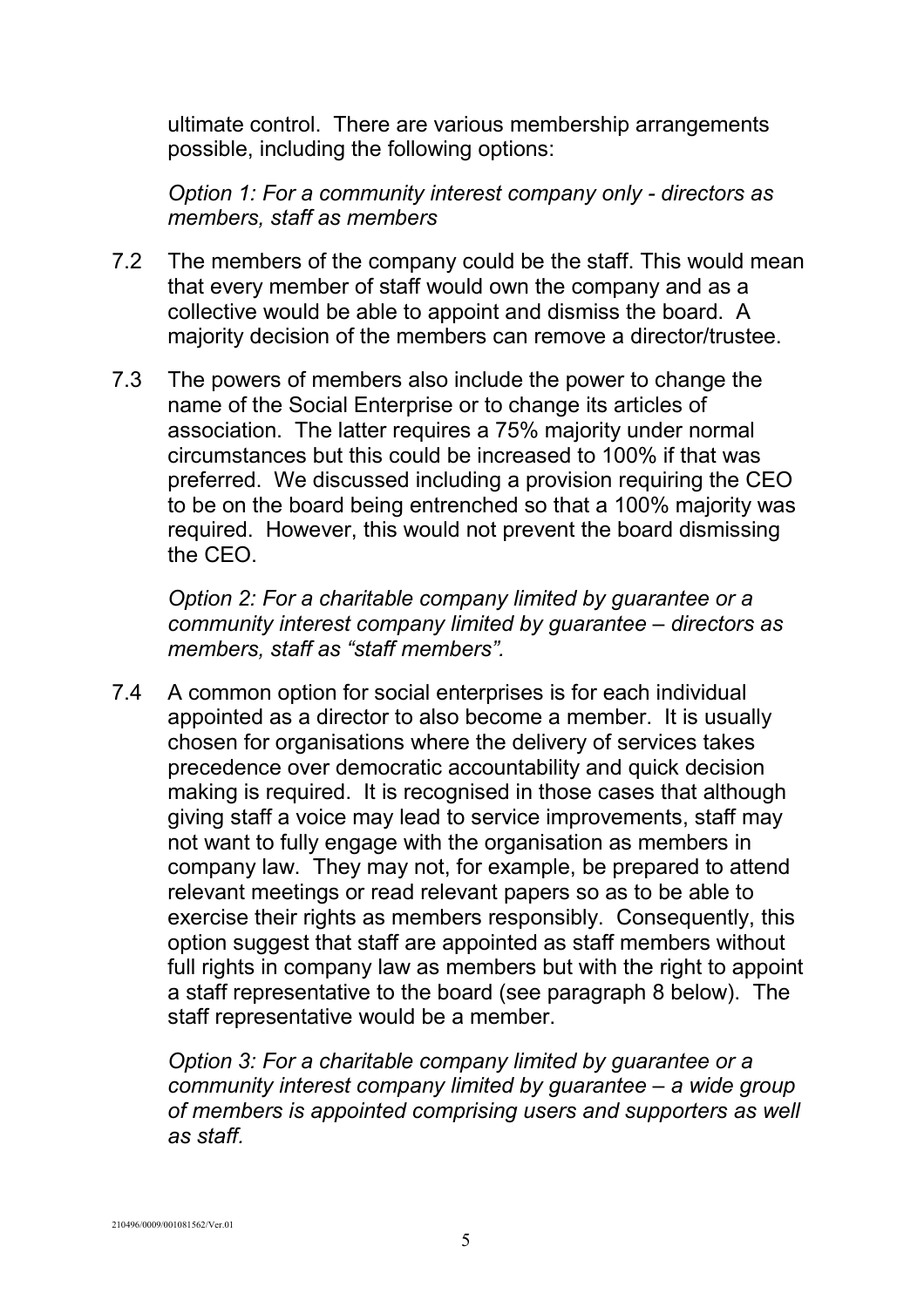ultimate control. There are various membership arrangements possible, including the following options:

*Option 1: For a community interest company only - directors as members, staff as members*

7.2 The members of the company could be the staff. This would mean that every member of staff would own the company and as a collective would be able to appoint and dismiss the board. A majority decision of the members can remove a director/trustee.

7.3 The powers of members also include the power to change the name of the Social Enterprise or to change its articles of association. The latter requires a 75% majority under normal circumstances but this could be increased to 100% if that was preferred. We discussed including a provision requiring the CEO to be on the board being entrenched so that a 100% majority was required. However, this would not prevent the board dismissing the CEO.

*Option 2: For a charitable company limited by guarantee or a community interest company limited by guarantee – directors as members, staff as "staff members".*

7.4 A common option for social enterprises is for each individual appointed as a director to also become a member. It is usually chosen for organisations where the delivery of services takes precedence over democratic accountability and quick decision making is required. It is recognised in those cases that although giving staff a voice may lead to service improvements, staff may not want to fully engage with the organisation as members in company law. They may not, for example, be prepared to attend relevant meetings or read relevant papers so as to be able to exercise their rights as members responsibly. Consequently, this option suggest that staff are appointed as staff members without full rights in company law as members but with the right to appoint a staff representative to the board (see paragraph 8 below). The staff representative would be a member.

*Option 3: For a charitable company limited by guarantee or a community interest company limited by guarantee – a wide group of members is appointed comprising users and supporters as well as staff.*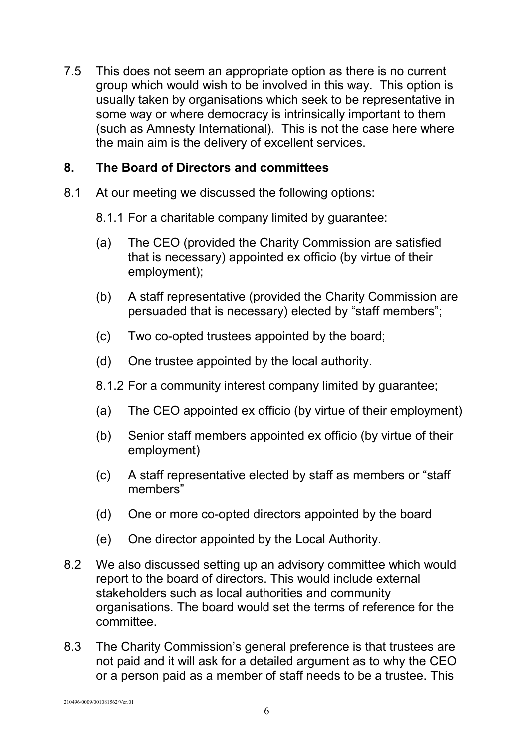7.5 This does not seem an appropriate option as there is no current group which would wish to be involved in this way. This option is usually taken by organisations which seek to be representative in some way or where democracy is intrinsically important to them (such as Amnesty International). This is not the case here where the main aim is the delivery of excellent services.

## 8. The Board of Directors and committees

8.1 At our meeting we discussed the following options:

8.1.1 For a charitable company limited by guarantee:

(a) The CEO (provided the Charity Commission are satisfied that is necessary) appointed ex officio (by virtue of their employment);

(b) A staff representative (provided the Charity Commission are persuaded that is necessary) elected by "staff members";

(c) Two co-opted trustees appointed by the board;

(d) One trustee appointed by the local authority.

8.1.2 For a community interest company limited by guarantee;

(a) The CEO appointed ex officio (by virtue of their employment)

(b) Senior staff members appointed ex officio (by virtue of their employment)

(c) A staff representative elected by staff as members or "staff members"

(d) One or more co-opted directors appointed by the board

(e) One director appointed by the Local Authority.

8.2 We also discussed setting up an advisory committee which would report to the board of directors. This would include external stakeholders such as local authorities and community organisations. The board would set the terms of reference for the committee.

8.3 The Charity Commission's general preference is that trustees are not paid and it will ask for a detailed argument as to why the CEO or a person paid as a member of staff needs to be a trustee. This

210496/0009/001081562/Ver.01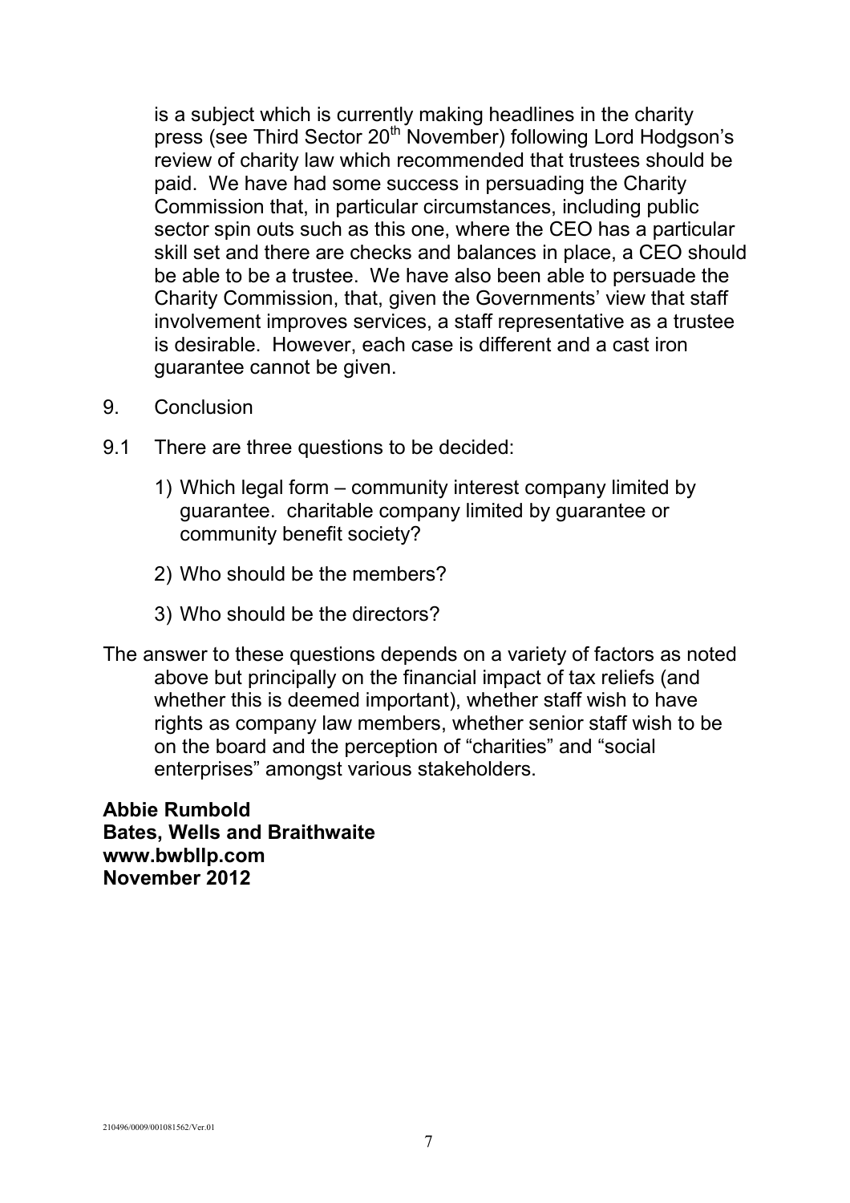is a subject which is currently making headlines in the charity press (see Third Sector 20th November) following Lord Hodgson's review of charity law which recommended that trustees should be paid. We have had some success in persuading the Charity Commission that, in particular circumstances, including public sector spin outs such as this one, where the CEO has a particular skill set and there are checks and balances in place, a CEO should be able to be a trustee. We have also been able to persuade the Charity Commission, that, given the Governments' view that staff involvement improves services, a staff representative as a trustee is desirable. However, each case is different and a cast iron guarantee cannot be given.

9. Conclusion

9.1 There are three questions to be decided:

1) Which legal form – community interest company limited by guarantee. charitable company limited by guarantee or community benefit society?

2) Who should be the members?

3) Who should be the directors?

The answer to these questions depends on a variety of factors as noted above but principally on the financial impact of tax reliefs (and whether this is deemed important), whether staff wish to have rights as company law members, whether senior staff wish to be on the board and the perception of "charities" and "social enterprises" amongst various stakeholders.

**Abbie Rumbold**
**Bates, Wells and Braithwaite**
**www.bwbllp.com**
**November 2012**

210496/0009/001081562/Ver.01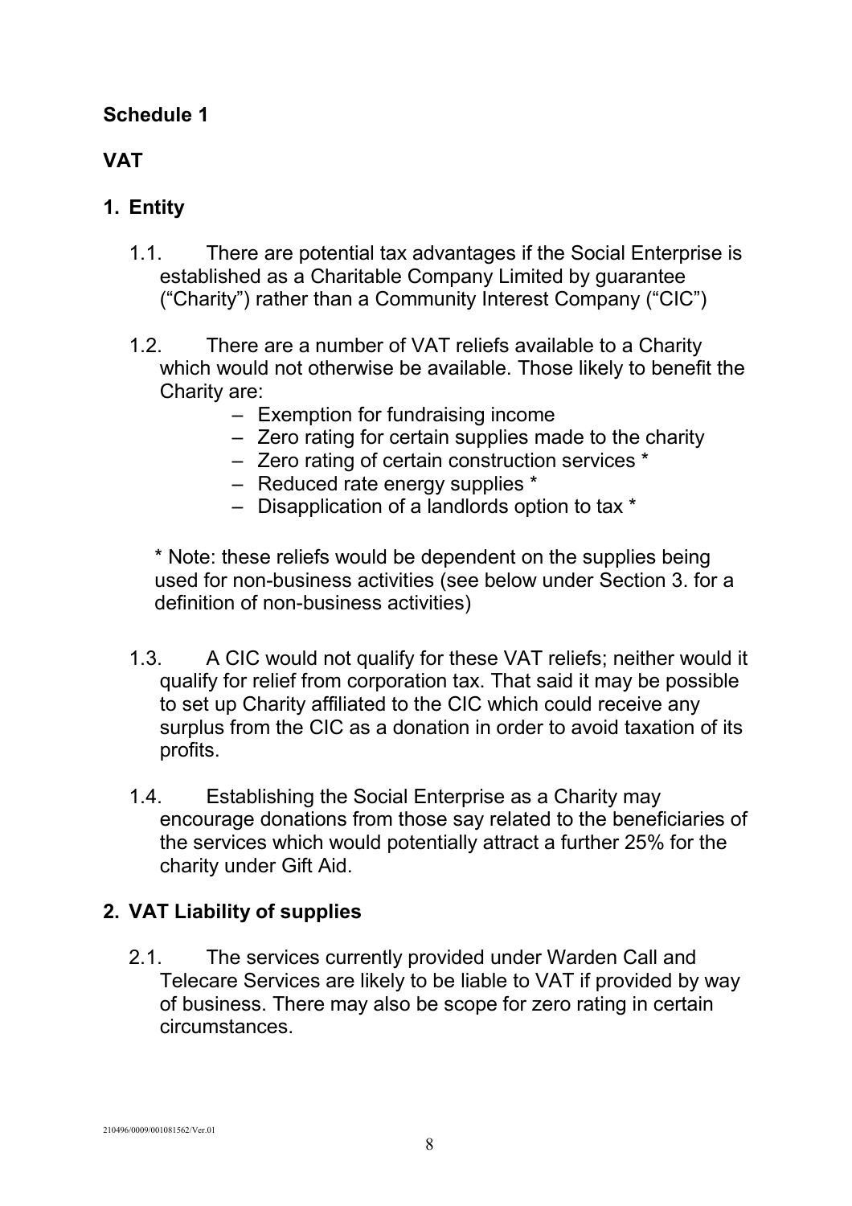**Schedule 1**

**VAT**

## 1. Entity

1.1. There are potential tax advantages if the Social Enterprise is established as a Charitable Company Limited by guarantee ("Charity") rather than a Community Interest Company ("CIC")

1.2. There are a number of VAT reliefs available to a Charity which would not otherwise be available. Those likely to benefit the Charity are:

- Exemption for fundraising income
- Zero rating for certain supplies made to the charity
- Zero rating of certain construction services *
- Reduced rate energy supplies *
- Disapplication of a landlords option to tax *

\* Note: these reliefs would be dependent on the supplies being used for non-business activities (see below under Section 3. for a definition of non-business activities)

1.3. A CIC would not qualify for these VAT reliefs; neither would it qualify for relief from corporation tax. That said it may be possible to set up Charity affiliated to the CIC which could receive any surplus from the CIC as a donation in order to avoid taxation of its profits.

1.4. Establishing the Social Enterprise as a Charity may encourage donations from those say related to the beneficiaries of the services which would potentially attract a further 25% for the charity under Gift Aid.

## 2. VAT Liability of supplies

2.1. The services currently provided under Warden Call and Telecare Services are likely to be liable to VAT if provided by way of business. There may also be scope for zero rating in certain circumstances.

210496/0009/001081562/Ver.01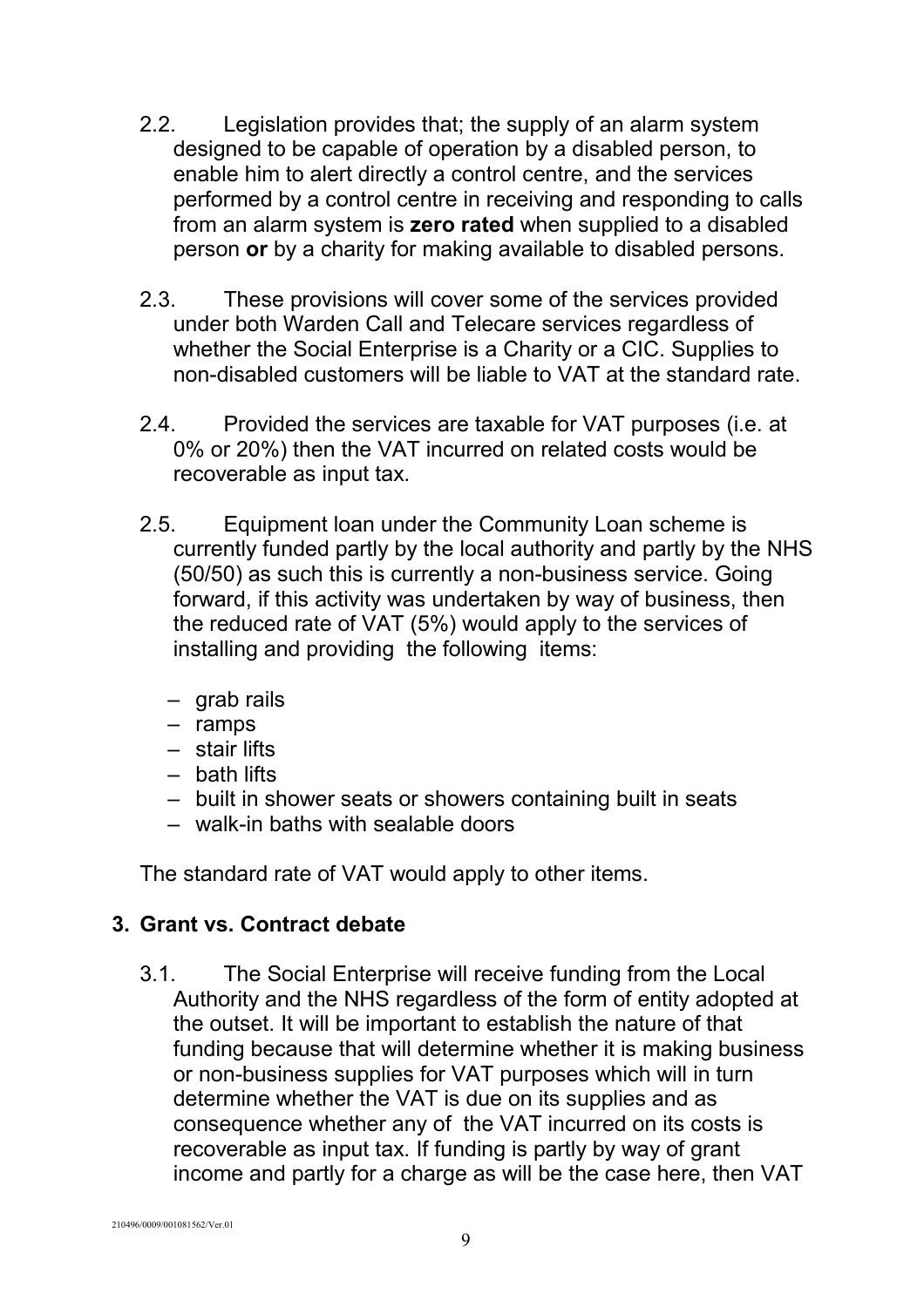2.2. Legislation provides that; the supply of an alarm system designed to be capable of operation by a disabled person, to enable him to alert directly a control centre, and the services performed by a control centre in receiving and responding to calls from an alarm system is **zero rated** when supplied to a disabled person **or** by a charity for making available to disabled persons.

2.3. These provisions will cover some of the services provided under both Warden Call and Telecare services regardless of whether the Social Enterprise is a Charity or a CIC. Supplies to non-disabled customers will be liable to VAT at the standard rate.

2.4. Provided the services are taxable for VAT purposes (i.e. at 0% or 20%) then the VAT incurred on related costs would be recoverable as input tax.

2.5. Equipment loan under the Community Loan scheme is currently funded partly by the local authority and partly by the NHS (50/50) as such this is currently a non-business service. Going forward, if this activity was undertaken by way of business, then the reduced rate of VAT (5%) would apply to the services of installing and providing the following items:

- grab rails
- ramps
- stair lifts
- bath lifts
- built in shower seats or showers containing built in seats
- walk-in baths with sealable doors

The standard rate of VAT would apply to other items.

## 3. Grant vs. Contract debate

3.1. The Social Enterprise will receive funding from the Local Authority and the NHS regardless of the form of entity adopted at the outset. It will be important to establish the nature of that funding because that will determine whether it is making business or non-business supplies for VAT purposes which will in turn determine whether the VAT is due on its supplies and as consequence whether any of the VAT incurred on its costs is recoverable as input tax. If funding is partly by way of grant income and partly for a charge as will be the case here, then VAT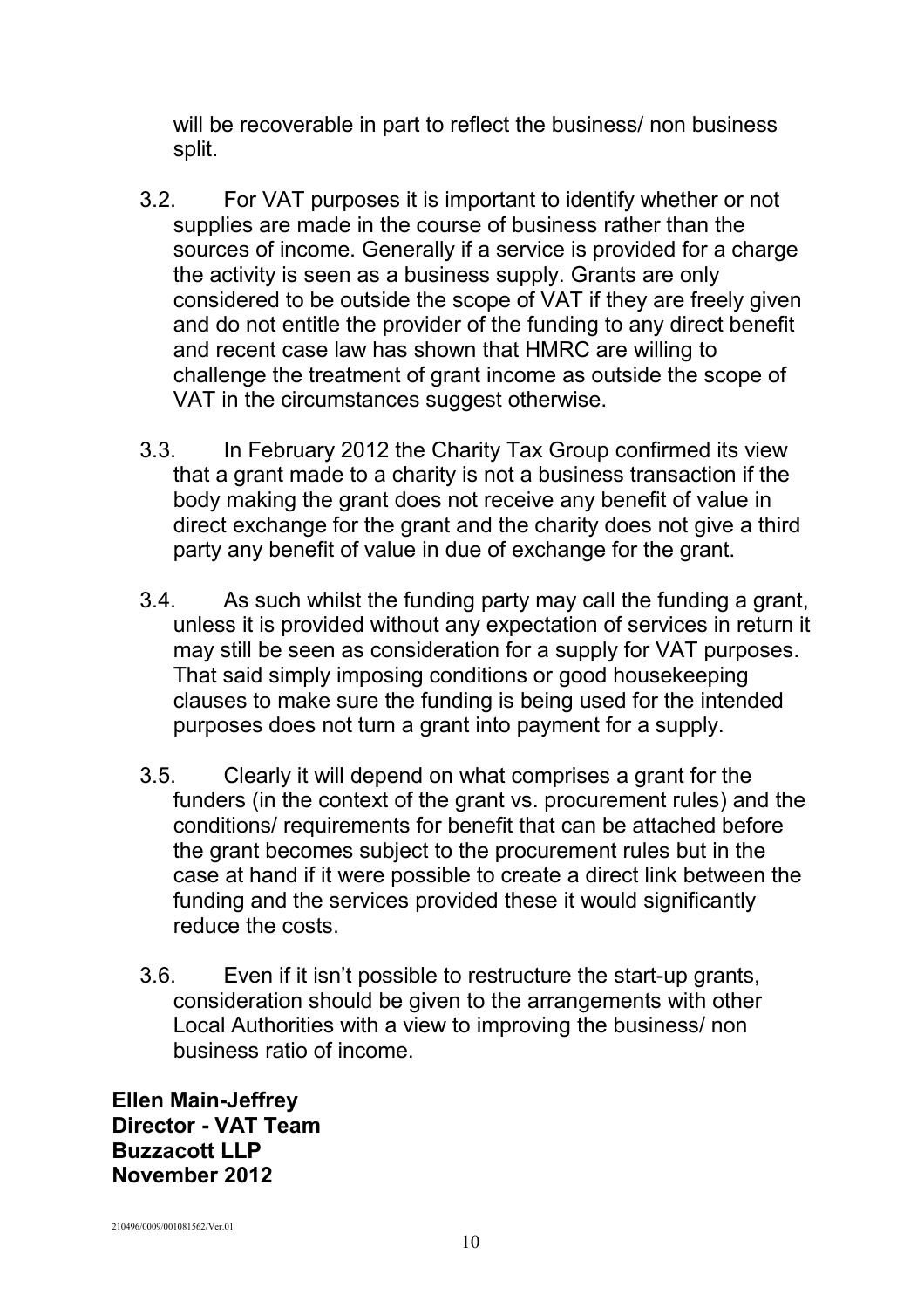will be recoverable in part to reflect the business/ non business split.

3.2. For VAT purposes it is important to identify whether or not supplies are made in the course of business rather than the sources of income. Generally if a service is provided for a charge the activity is seen as a business supply. Grants are only considered to be outside the scope of VAT if they are freely given and do not entitle the provider of the funding to any direct benefit and recent case law has shown that HMRC are willing to challenge the treatment of grant income as outside the scope of VAT in the circumstances suggest otherwise.

3.3. In February 2012 the Charity Tax Group confirmed its view that a grant made to a charity is not a business transaction if the body making the grant does not receive any benefit of value in direct exchange for the grant and the charity does not give a third party any benefit of value in due of exchange for the grant.

3.4. As such whilst the funding party may call the funding a grant, unless it is provided without any expectation of services in return it may still be seen as consideration for a supply for VAT purposes. That said simply imposing conditions or good housekeeping clauses to make sure the funding is being used for the intended purposes does not turn a grant into payment for a supply.

3.5. Clearly it will depend on what comprises a grant for the funders (in the context of the grant vs. procurement rules) and the conditions/ requirements for benefit that can be attached before the grant becomes subject to the procurement rules but in the case at hand if it were possible to create a direct link between the funding and the services provided these it would significantly reduce the costs.

3.6. Even if it isn't possible to restructure the start-up grants, consideration should be given to the arrangements with other Local Authorities with a view to improving the business/ non business ratio of income.

**Ellen Main-Jeffrey**
**Director - VAT Team**
**Buzzacott LLP**
**November 2012**

210496/0009/001081562/Ver.01